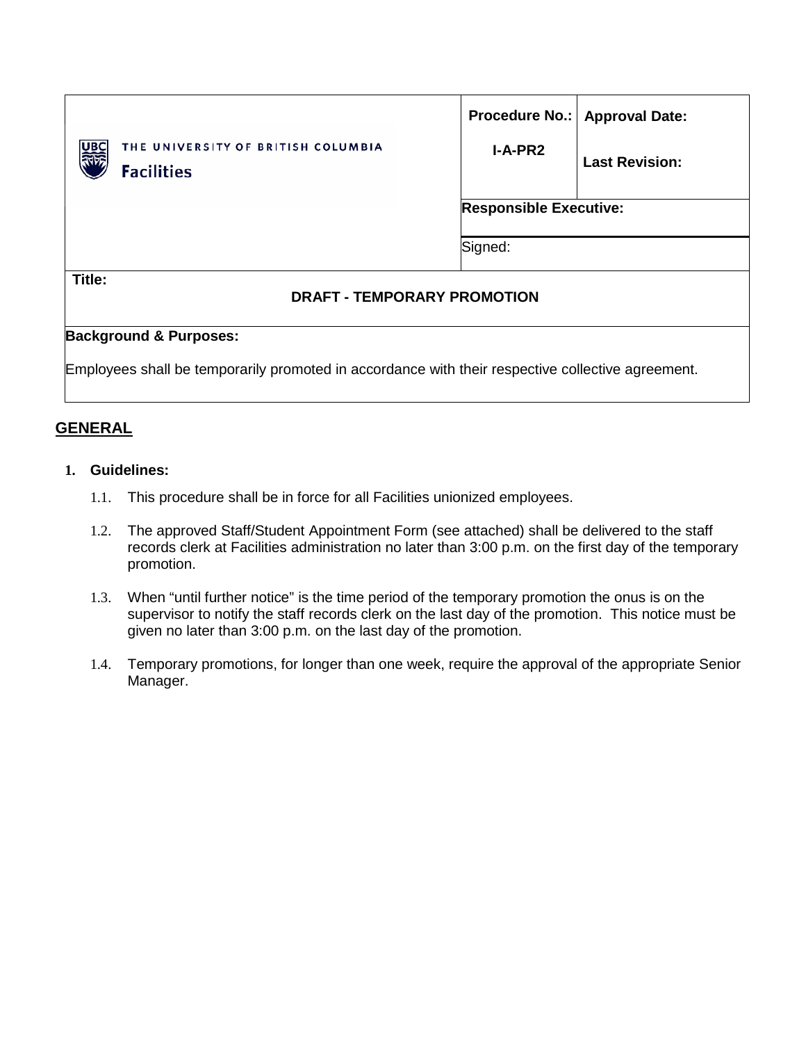| THE UNIVERSITY OF BRITISH COLUMBIA Facilities | Procedure No.: I-A-PR2 | Approval Date: Last Revision: |
|---|---|---|
| | Responsible Executive: | |
| | Signed: | |

**Title:**

**DRAFT - TEMPORARY PROMOTION**

**Background & Purposes:**

Employees shall be temporarily promoted in accordance with their respective collective agreement.

## GENERAL

### 1. Guidelines:

1.1. This procedure shall be in force for all Facilities unionized employees.

1.2. The approved Staff/Student Appointment Form (see attached) shall be delivered to the staff records clerk at Facilities administration no later than 3:00 p.m. on the first day of the temporary promotion.

1.3. When "until further notice" is the time period of the temporary promotion the onus is on the supervisor to notify the staff records clerk on the last day of the promotion. This notice must be given no later than 3:00 p.m. on the last day of the promotion.

1.4. Temporary promotions, for longer than one week, require the approval of the appropriate Senior Manager.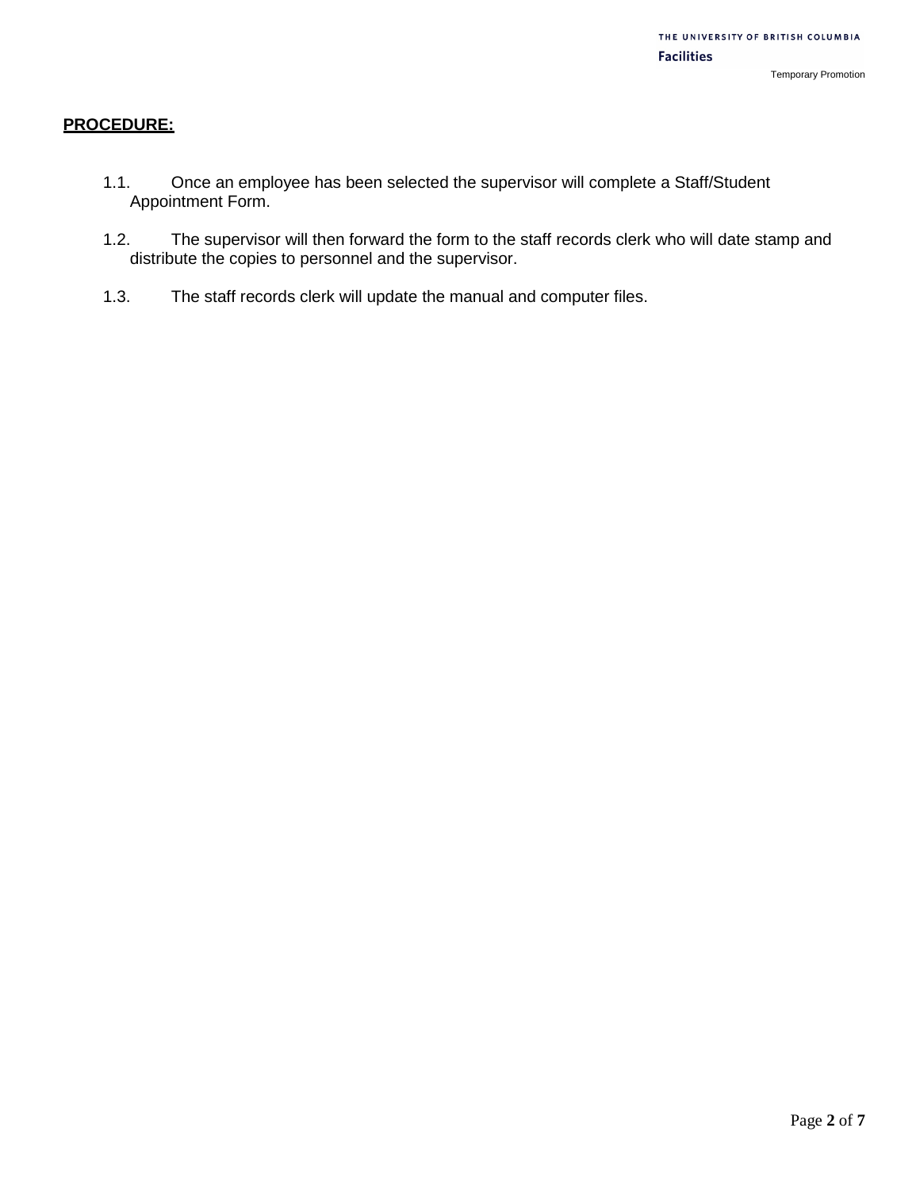**PROCEDURE:**

1.1. Once an employee has been selected the supervisor will complete a Staff/Student Appointment Form.

1.2. The supervisor will then forward the form to the staff records clerk who will date stamp and distribute the copies to personnel and the supervisor.

1.3. The staff records clerk will update the manual and computer files.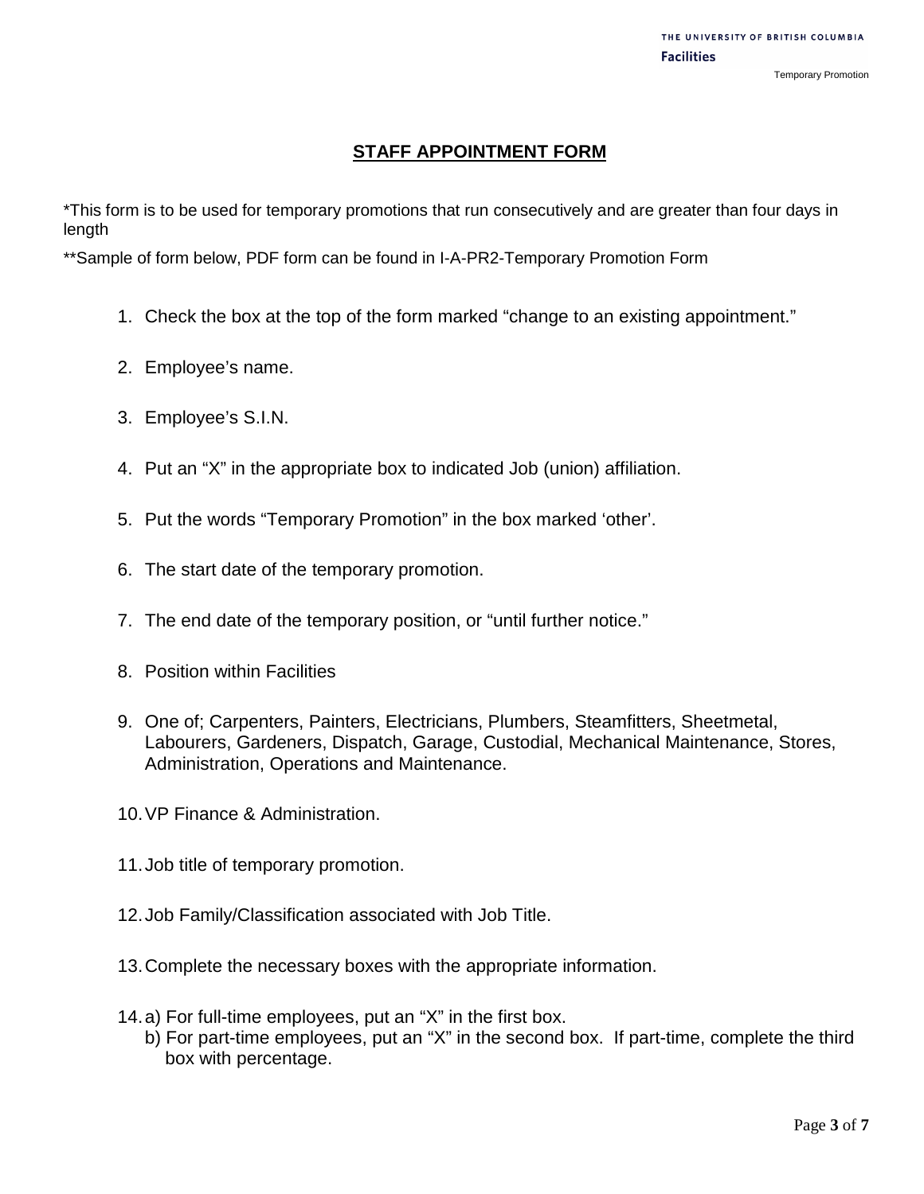## STAFF APPOINTMENT FORM

*This form is to be used for temporary promotions that run consecutively and are greater than four days in length

**Sample of form below, PDF form can be found in I-A-PR2-Temporary Promotion Form

1. Check the box at the top of the form marked "change to an existing appointment."
2. Employee's name.
3. Employee's S.I.N.
4. Put an "X" in the appropriate box to indicated Job (union) affiliation.
5. Put the words "Temporary Promotion" in the box marked 'other'.
6. The start date of the temporary promotion.
7. The end date of the temporary position, or "until further notice."
8. Position within Facilities
9. One of; Carpenters, Painters, Electricians, Plumbers, Steamfitters, Sheetmetal, Labourers, Gardeners, Dispatch, Garage, Custodial, Mechanical Maintenance, Stores, Administration, Operations and Maintenance.
10. VP Finance & Administration.
11. Job title of temporary promotion.
12. Job Family/Classification associated with Job Title.
13. Complete the necessary boxes with the appropriate information.
14. a) For full-time employees, put an "X" in the first box.
    b) For part-time employees, put an "X" in the second box. If part-time, complete the third box with percentage.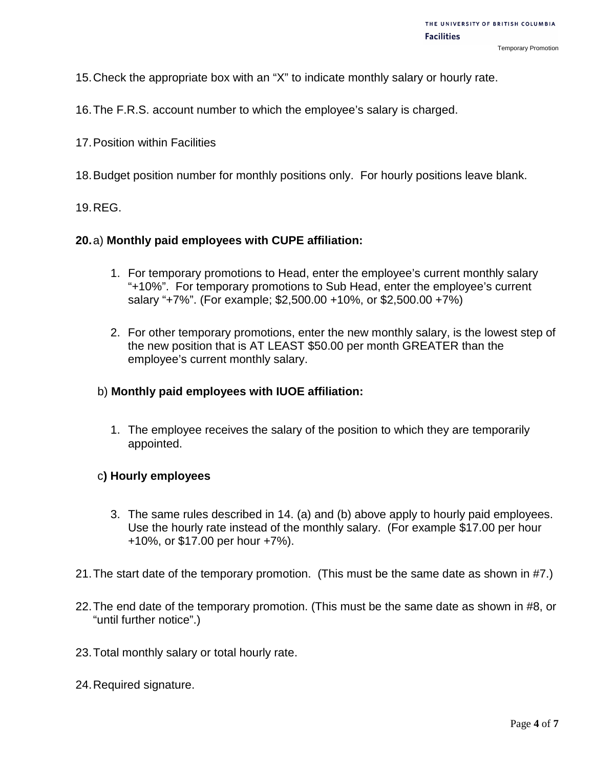15. Check the appropriate box with an “X” to indicate monthly salary or hourly rate.

16. The F.R.S. account number to which the employee’s salary is charged.

17. Position within Facilities

18. Budget position number for monthly positions only. For hourly positions leave blank.

19. REG.

**20.** a) **Monthly paid employees with CUPE affiliation:**

   1. For temporary promotions to Head, enter the employee’s current monthly salary “+10%”. For temporary promotions to Sub Head, enter the employee’s current salary “+7%”. (For example; $2,500.00 +10%, or $2,500.00 +7%)

   2. For other temporary promotions, enter the new monthly salary, is the lowest step of the new position that is AT LEAST $50.00 per month GREATER than the employee’s current monthly salary.

   b) **Monthly paid employees with IUOE affiliation:**

   1. The employee receives the salary of the position to which they are temporarily appointed.

   c**) Hourly employees**

   3. The same rules described in 14. (a) and (b) above apply to hourly paid employees. Use the hourly rate instead of the monthly salary. (For example $17.00 per hour +10%, or $17.00 per hour +7%).

21. The start date of the temporary promotion. (This must be the same date as shown in #7.)

22. The end date of the temporary promotion. (This must be the same date as shown in #8, or “until further notice”.)

23. Total monthly salary or total hourly rate.

24. Required signature.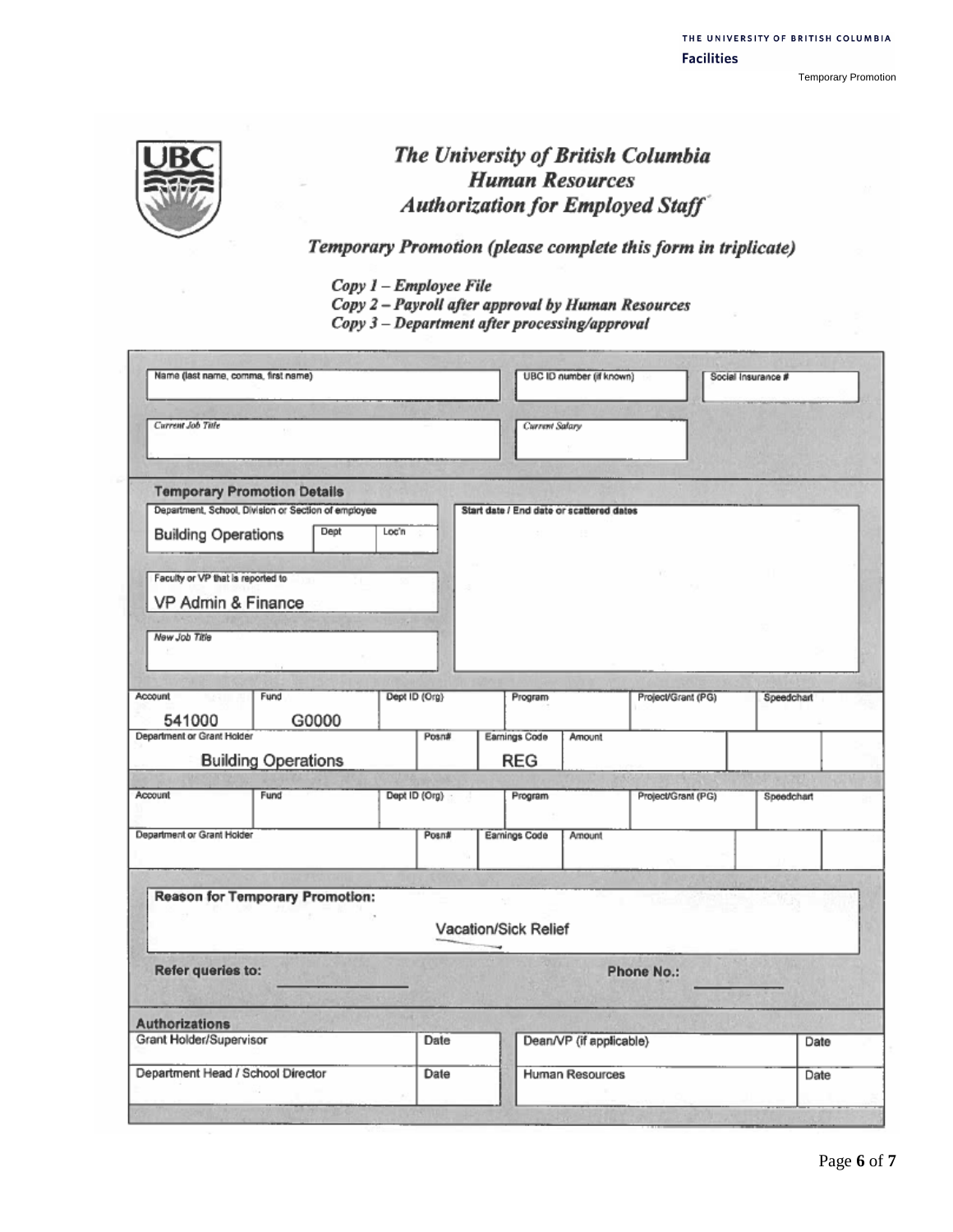# The University of British Columbia
## Human Resources
## *Authorization for Employed Staff*

### *Temporary Promotion (please complete this form in triplicate)*

*Copy 1 – Employee File*
*Copy 2 – Payroll after approval by Human Resources*
*Copy 3 – Department after processing/approval*

| Name (last name, comma, first name) | UBC ID number (if known) | Social Insurance # |
|---|---|---|
| | | |

| *Current Job Title* | *Current Salary* |
|---|---|
| | |

**Temporary Promotion Details**

| Department, School, Division or Section of employee | Dept | Loc'n | Start date / End date or scattered dates |
|---|---|---|---|
| Building Operations | | | |

Faculty or VP that is reported to: VP Admin & Finance

*New Job Title*:

| Account | Fund | Dept ID (Org) | Program | Project/Grant (PG) | Speedchart |
|---|---|---|---|---|---|
| 541000 | G0000 | | | | |

| Department or Grant Holder | Posn# | Earnings Code | Amount | | |
|---|---|---|---|---|---|
| Building Operations | | REG | | | |

| Account | Fund | Dept ID (Org) | Program | Project/Grant (PG) | Speedchart |
|---|---|---|---|---|---|
| | | | | | |

| Department or Grant Holder | Posn# | Earnings Code | Amount | | |
|---|---|---|---|---|---|
| | | | | | |

**Reason for Temporary Promotion:**

Vacation/Sick Relief

**Refer queries to:** ____________ **Phone No.:** ____________

**Authorizations**

| Grant Holder/Supervisor | Date | Dean/VP (if applicable) | Date |
|---|---|---|---|
| Department Head / School Director | Date | Human Resources | Date |